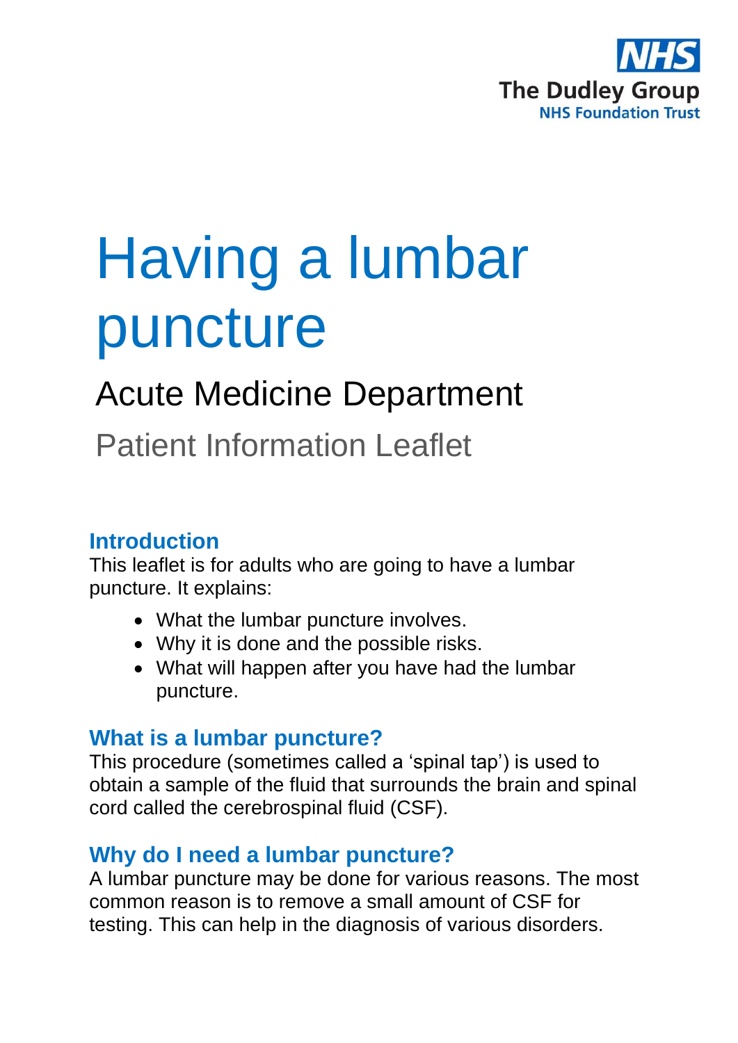The Dudley Group
NHS Foundation Trust

# Having a lumbar puncture

## Acute Medicine Department

Patient Information Leaflet

### Introduction

This leaflet is for adults who are going to have a lumbar puncture. It explains:

- What the lumbar puncture involves.
- Why it is done and the possible risks.
- What will happen after you have had the lumbar puncture.

### What is a lumbar puncture?

This procedure (sometimes called a 'spinal tap') is used to obtain a sample of the fluid that surrounds the brain and spinal cord called the cerebrospinal fluid (CSF).

### Why do I need a lumbar puncture?

A lumbar puncture may be done for various reasons. The most common reason is to remove a small amount of CSF for testing. This can help in the diagnosis of various disorders.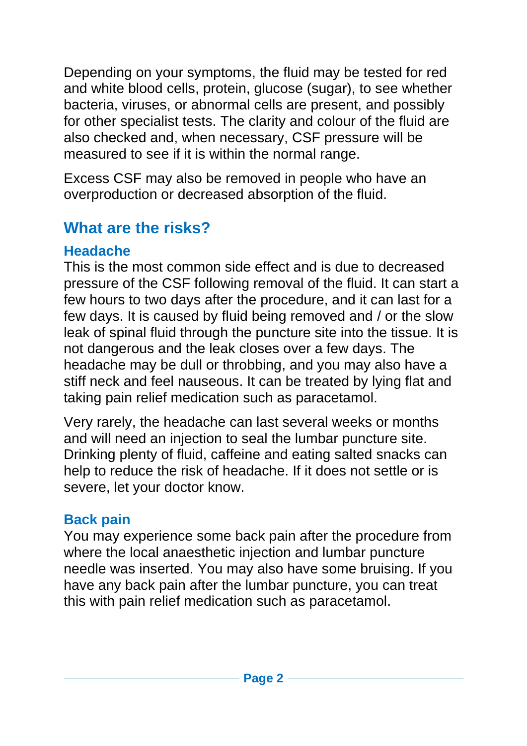Depending on your symptoms, the fluid may be tested for red and white blood cells, protein, glucose (sugar), to see whether bacteria, viruses, or abnormal cells are present, and possibly for other specialist tests. The clarity and colour of the fluid are also checked and, when necessary, CSF pressure will be measured to see if it is within the normal range.

Excess CSF may also be removed in people who have an overproduction or decreased absorption of the fluid.

## What are the risks?

### Headache

This is the most common side effect and is due to decreased pressure of the CSF following removal of the fluid. It can start a few hours to two days after the procedure, and it can last for a few days. It is caused by fluid being removed and / or the slow leak of spinal fluid through the puncture site into the tissue. It is not dangerous and the leak closes over a few days. The headache may be dull or throbbing, and you may also have a stiff neck and feel nauseous. It can be treated by lying flat and taking pain relief medication such as paracetamol.

Very rarely, the headache can last several weeks or months and will need an injection to seal the lumbar puncture site. Drinking plenty of fluid, caffeine and eating salted snacks can help to reduce the risk of headache. If it does not settle or is severe, let your doctor know.

### Back pain

You may experience some back pain after the procedure from where the local anaesthetic injection and lumbar puncture needle was inserted. You may also have some bruising. If you have any back pain after the lumbar puncture, you can treat this with pain relief medication such as paracetamol.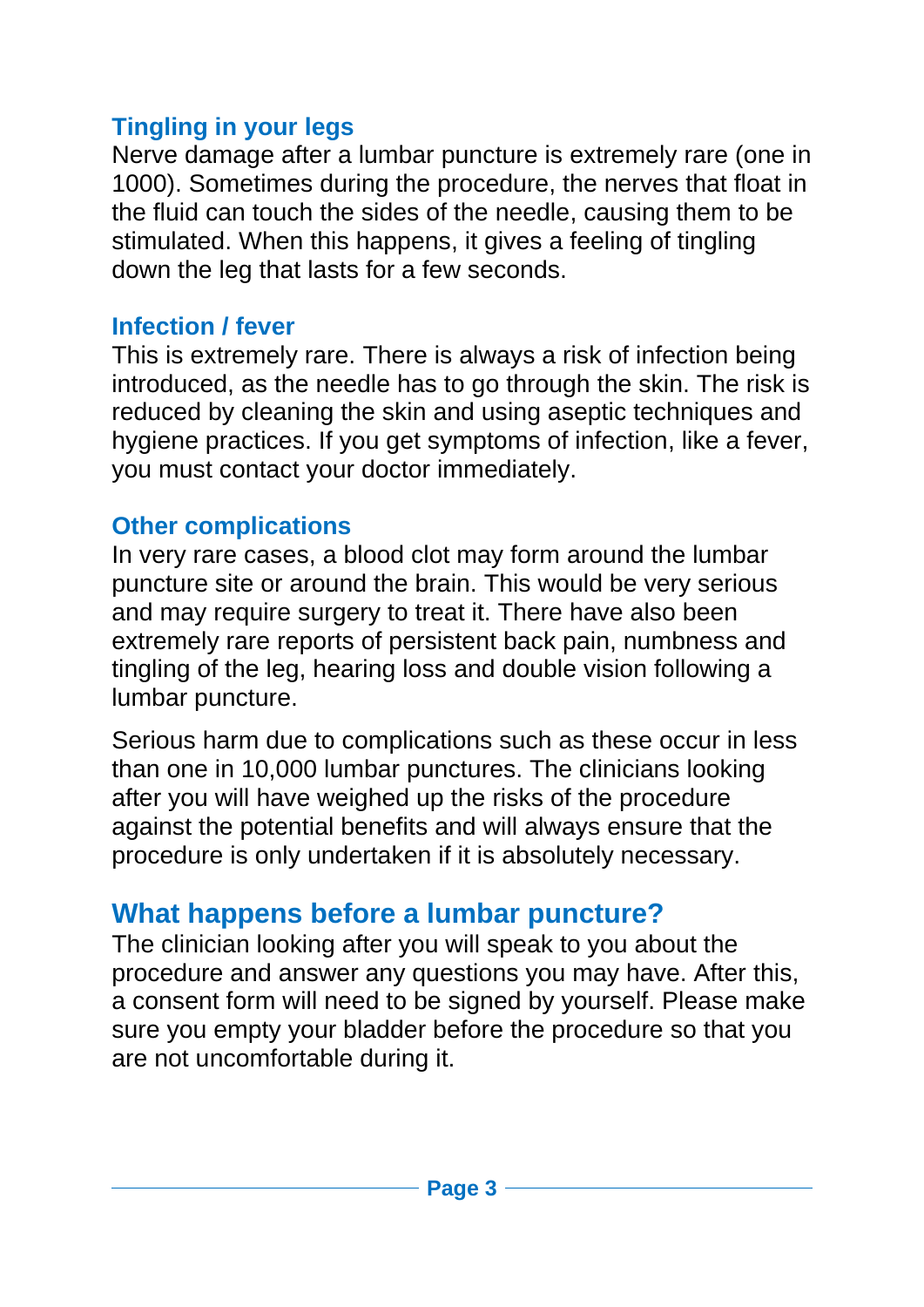### Tingling in your legs

Nerve damage after a lumbar puncture is extremely rare (one in 1000). Sometimes during the procedure, the nerves that float in the fluid can touch the sides of the needle, causing them to be stimulated. When this happens, it gives a feeling of tingling down the leg that lasts for a few seconds.

### Infection / fever

This is extremely rare. There is always a risk of infection being introduced, as the needle has to go through the skin. The risk is reduced by cleaning the skin and using aseptic techniques and hygiene practices. If you get symptoms of infection, like a fever, you must contact your doctor immediately.

### Other complications

In very rare cases, a blood clot may form around the lumbar puncture site or around the brain. This would be very serious and may require surgery to treat it. There have also been extremely rare reports of persistent back pain, numbness and tingling of the leg, hearing loss and double vision following a lumbar puncture.

Serious harm due to complications such as these occur in less than one in 10,000 lumbar punctures. The clinicians looking after you will have weighed up the risks of the procedure against the potential benefits and will always ensure that the procedure is only undertaken if it is absolutely necessary.

## What happens before a lumbar puncture?

The clinician looking after you will speak to you about the procedure and answer any questions you may have. After this, a consent form will need to be signed by yourself. Please make sure you empty your bladder before the procedure so that you are not uncomfortable during it.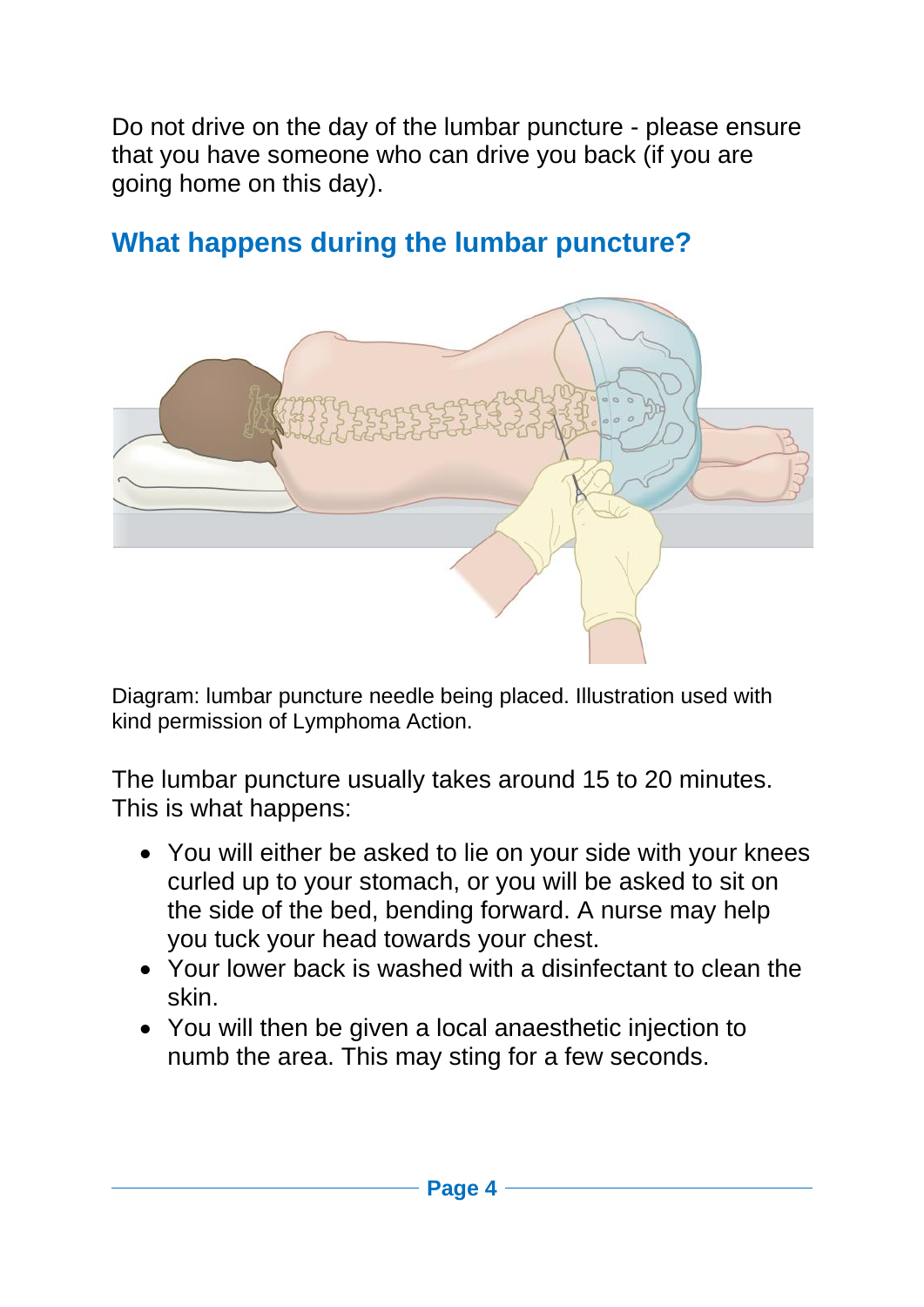Do not drive on the day of the lumbar puncture - please ensure that you have someone who can drive you back (if you are going home on this day).

## What happens during the lumbar puncture?

Diagram: lumbar puncture needle being placed. Illustration used with kind permission of Lymphoma Action.

The lumbar puncture usually takes around 15 to 20 minutes. This is what happens:

- You will either be asked to lie on your side with your knees curled up to your stomach, or you will be asked to sit on the side of the bed, bending forward. A nurse may help you tuck your head towards your chest.
- Your lower back is washed with a disinfectant to clean the skin.
- You will then be given a local anaesthetic injection to numb the area. This may sting for a few seconds.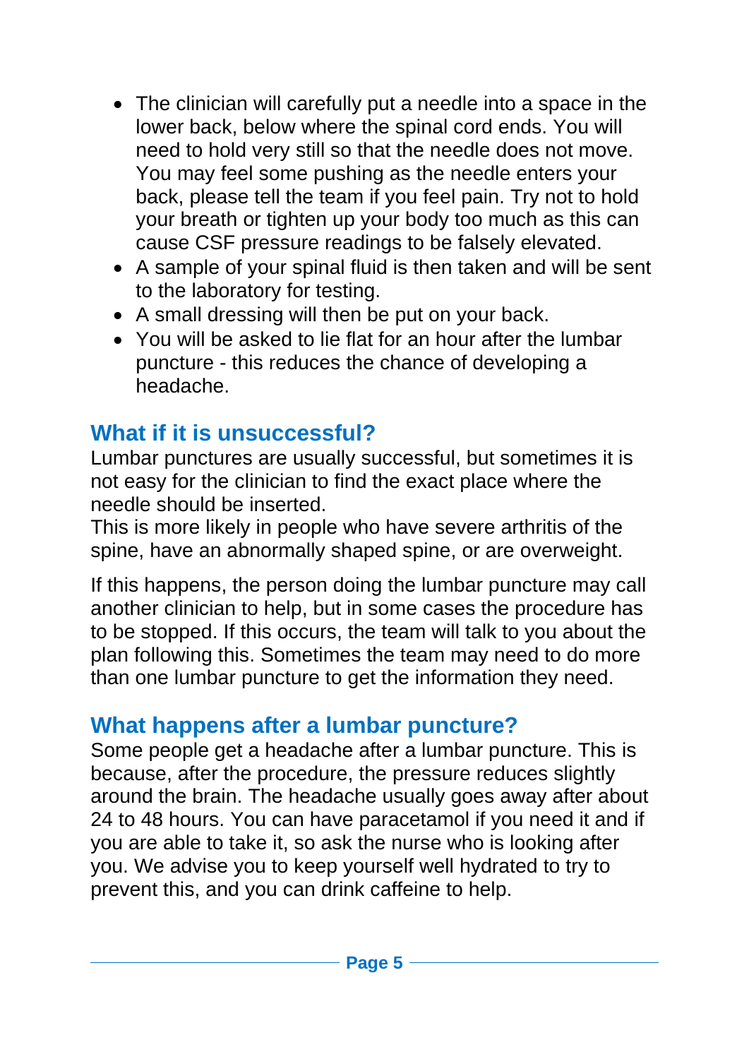- The clinician will carefully put a needle into a space in the lower back, below where the spinal cord ends. You will need to hold very still so that the needle does not move. You may feel some pushing as the needle enters your back, please tell the team if you feel pain. Try not to hold your breath or tighten up your body too much as this can cause CSF pressure readings to be falsely elevated.
- A sample of your spinal fluid is then taken and will be sent to the laboratory for testing.
- A small dressing will then be put on your back.
- You will be asked to lie flat for an hour after the lumbar puncture - this reduces the chance of developing a headache.

## What if it is unsuccessful?

Lumbar punctures are usually successful, but sometimes it is not easy for the clinician to find the exact place where the needle should be inserted.
This is more likely in people who have severe arthritis of the spine, have an abnormally shaped spine, or are overweight.

If this happens, the person doing the lumbar puncture may call another clinician to help, but in some cases the procedure has to be stopped. If this occurs, the team will talk to you about the plan following this. Sometimes the team may need to do more than one lumbar puncture to get the information they need.

## What happens after a lumbar puncture?

Some people get a headache after a lumbar puncture. This is because, after the procedure, the pressure reduces slightly around the brain. The headache usually goes away after about 24 to 48 hours. You can have paracetamol if you need it and if you are able to take it, so ask the nurse who is looking after you. We advise you to keep yourself well hydrated to try to prevent this, and you can drink caffeine to help.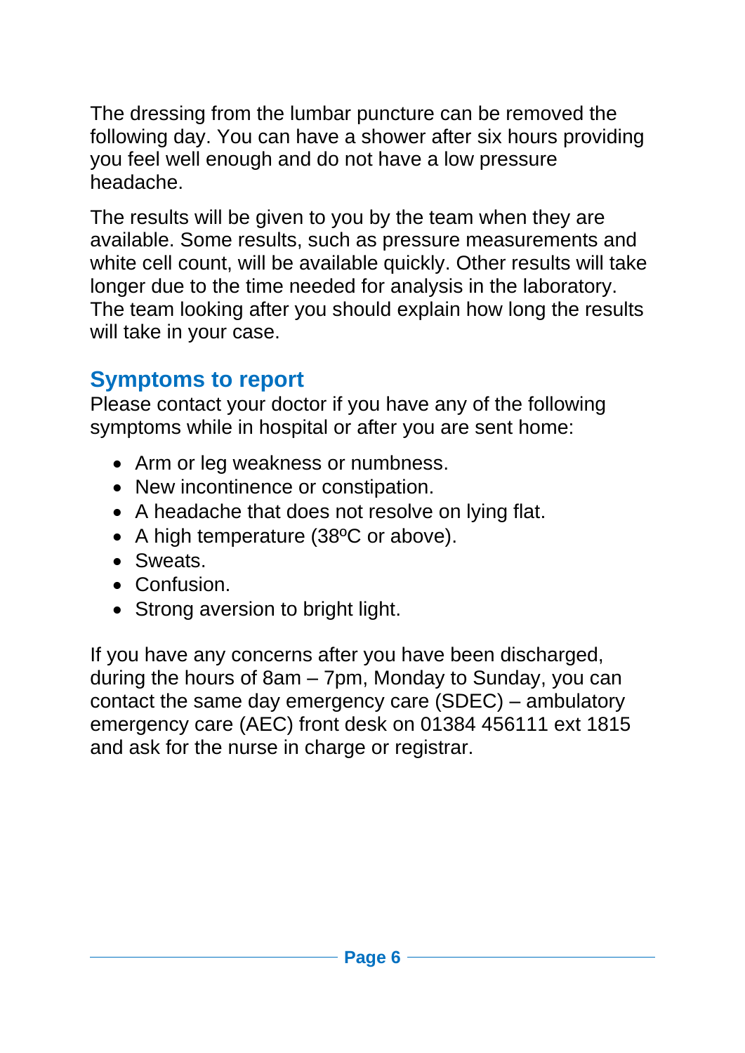The dressing from the lumbar puncture can be removed the following day. You can have a shower after six hours providing you feel well enough and do not have a low pressure headache.

The results will be given to you by the team when they are available. Some results, such as pressure measurements and white cell count, will be available quickly. Other results will take longer due to the time needed for analysis in the laboratory. The team looking after you should explain how long the results will take in your case.

## Symptoms to report

Please contact your doctor if you have any of the following symptoms while in hospital or after you are sent home:

- Arm or leg weakness or numbness.
- New incontinence or constipation.
- A headache that does not resolve on lying flat.
- A high temperature (38ºC or above).
- Sweats.
- Confusion.
- Strong aversion to bright light.

If you have any concerns after you have been discharged, during the hours of 8am – 7pm, Monday to Sunday, you can contact the same day emergency care (SDEC) – ambulatory emergency care (AEC) front desk on 01384 456111 ext 1815 and ask for the nurse in charge or registrar.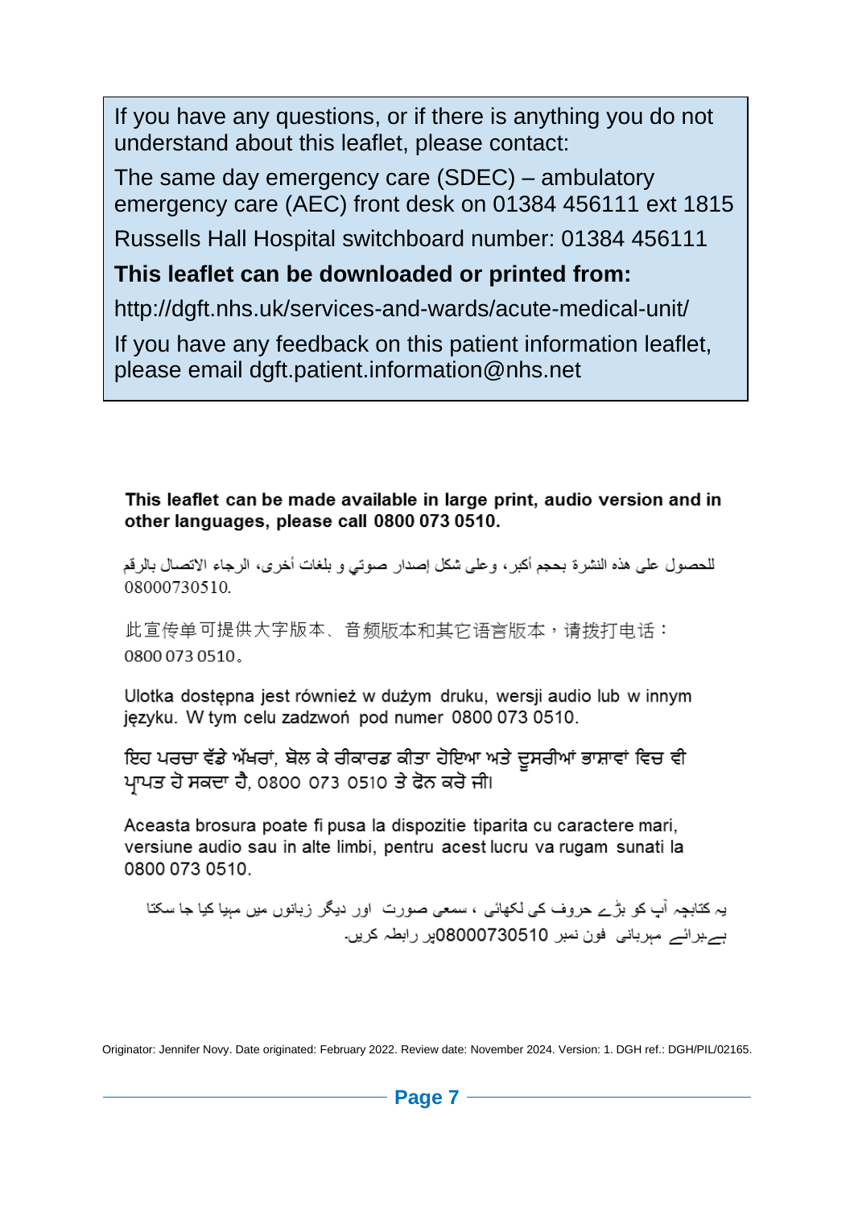If you have any questions, or if there is anything you do not understand about this leaflet, please contact:

The same day emergency care (SDEC) – ambulatory emergency care (AEC) front desk on 01384 456111 ext 1815

Russells Hall Hospital switchboard number: 01384 456111

**This leaflet can be downloaded or printed from:**

http://dgft.nhs.uk/services-and-wards/acute-medical-unit/

If you have any feedback on this patient information leaflet, please email dgft.patient.information@nhs.net

**This leaflet can be made available in large print, audio version and in other languages, please call 0800 073 0510.**

للحصول على هذه النشرة بحجم أكبر، وعلى شكل إصدار صوتي و بلغات أخرى، الرجاء الاتصال بالرقم 08000730510.

此宣传单可提供大字版本、音频版本和其它语言版本，请拨打电话：0800 073 0510。

Ulotka dostępna jest również w dużym druku, wersji audio lub w innym języku. W tym celu zadzwoń pod numer 0800 073 0510.

ਇਹ ਪਰਚਾ ਵੱਡੇ ਅੱਖਰਾਂ, ਬੋਲ ਕੇ ਰੀਕਾਰਡ ਕੀਤਾ ਹੋਇਆ ਅਤੇ ਦੂਸਰੀਆਂ ਭਾਸ਼ਾਵਾਂ ਵਿਚ ਵੀ ਪ੍ਰਾਪਤ ਹੋ ਸਕਦਾ ਹੈ, 0800 073 0510 ਤੇ ਫੋਨ ਕਰੋ ਜੀ।

Aceasta brosura poate fi pusa la dispozitie tiparita cu caractere mari, versiune audio sau in alte limbi, pentru acest lucru va rugam sunati la 0800 073 0510.

یہ کتابچہ آپ کو بڑے حروف کی لکھائی ، سمعی صورت اور دیگر زبانوں میں مہیا کیا جا سکتا ہے۔برائے مہربانی فون نمبر 08000730510پر رابطہ کریں۔

Originator: Jennifer Novy. Date originated: February 2022. Review date: November 2024. Version: 1. DGH ref.: DGH/PIL/02165.